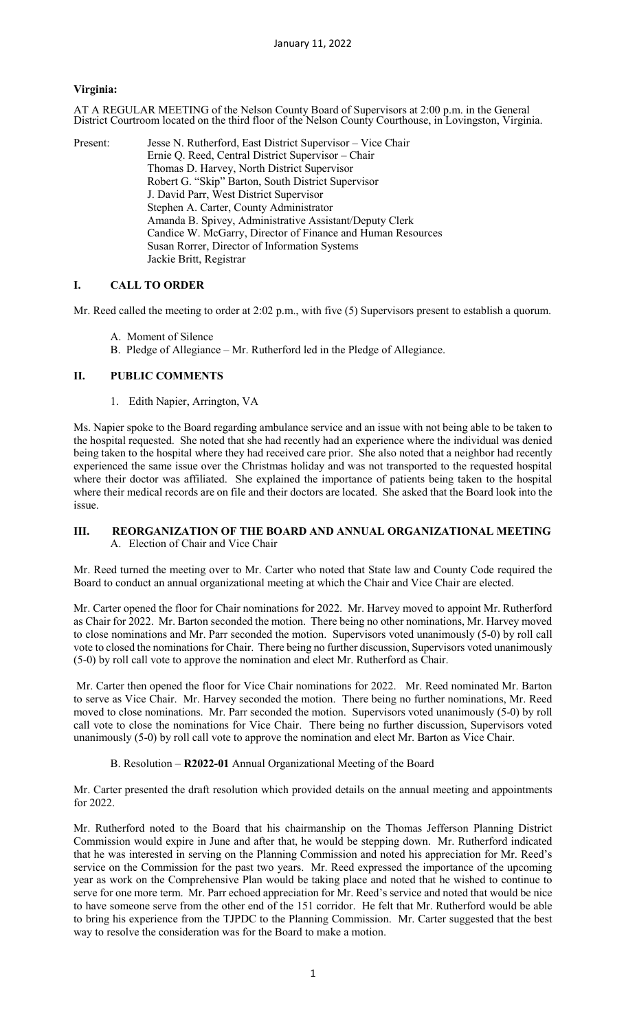**Virginia:**

AT A REGULAR MEETING of the Nelson County Board of Supervisors at 2:00 p.m. in the General District Courtroom located on the third floor of the Nelson County Courthouse, in Lovingston, Virginia.

Present: Jesse N. Rutherford, East District Supervisor – Vice Chair
Ernie Q. Reed, Central District Supervisor – Chair
Thomas D. Harvey, North District Supervisor
Robert G. "Skip" Barton, South District Supervisor
J. David Parr, West District Supervisor
Stephen A. Carter, County Administrator
Amanda B. Spivey, Administrative Assistant/Deputy Clerk
Candice W. McGarry, Director of Finance and Human Resources
Susan Rorrer, Director of Information Systems
Jackie Britt, Registrar

## I. CALL TO ORDER

Mr. Reed called the meeting to order at 2:02 p.m., with five (5) Supervisors present to establish a quorum.

A. Moment of Silence
B. Pledge of Allegiance – Mr. Rutherford led in the Pledge of Allegiance.

## II. PUBLIC COMMENTS

1. Edith Napier, Arrington, VA

Ms. Napier spoke to the Board regarding ambulance service and an issue with not being able to be taken to the hospital requested. She noted that she had recently had an experience where the individual was denied being taken to the hospital where they had received care prior. She also noted that a neighbor had recently experienced the same issue over the Christmas holiday and was not transported to the requested hospital where their doctor was affiliated. She explained the importance of patients being taken to the hospital where their medical records are on file and their doctors are located. She asked that the Board look into the issue.

## III. REORGANIZATION OF THE BOARD AND ANNUAL ORGANIZATIONAL MEETING

A. Election of Chair and Vice Chair

Mr. Reed turned the meeting over to Mr. Carter who noted that State law and County Code required the Board to conduct an annual organizational meeting at which the Chair and Vice Chair are elected.

Mr. Carter opened the floor for Chair nominations for 2022. Mr. Harvey moved to appoint Mr. Rutherford as Chair for 2022. Mr. Barton seconded the motion. There being no other nominations, Mr. Harvey moved to close nominations and Mr. Parr seconded the motion. Supervisors voted unanimously (5-0) by roll call vote to closed the nominations for Chair. There being no further discussion, Supervisors voted unanimously (5-0) by roll call vote to approve the nomination and elect Mr. Rutherford as Chair.

Mr. Carter then opened the floor for Vice Chair nominations for 2022. Mr. Reed nominated Mr. Barton to serve as Vice Chair. Mr. Harvey seconded the motion. There being no further nominations, Mr. Reed moved to close nominations. Mr. Parr seconded the motion. Supervisors voted unanimously (5-0) by roll call vote to close the nominations for Vice Chair. There being no further discussion, Supervisors voted unanimously (5-0) by roll call vote to approve the nomination and elect Mr. Barton as Vice Chair.

B. Resolution – **R2022-01** Annual Organizational Meeting of the Board

Mr. Carter presented the draft resolution which provided details on the annual meeting and appointments for 2022.

Mr. Rutherford noted to the Board that his chairmanship on the Thomas Jefferson Planning District Commission would expire in June and after that, he would be stepping down. Mr. Rutherford indicated that he was interested in serving on the Planning Commission and noted his appreciation for Mr. Reed's service on the Commission for the past two years. Mr. Reed expressed the importance of the upcoming year as work on the Comprehensive Plan would be taking place and noted that he wished to continue to serve for one more term. Mr. Parr echoed appreciation for Mr. Reed's service and noted that would be nice to have someone serve from the other end of the 151 corridor. He felt that Mr. Rutherford would be able to bring his experience from the TJPDC to the Planning Commission. Mr. Carter suggested that the best way to resolve the consideration was for the Board to make a motion.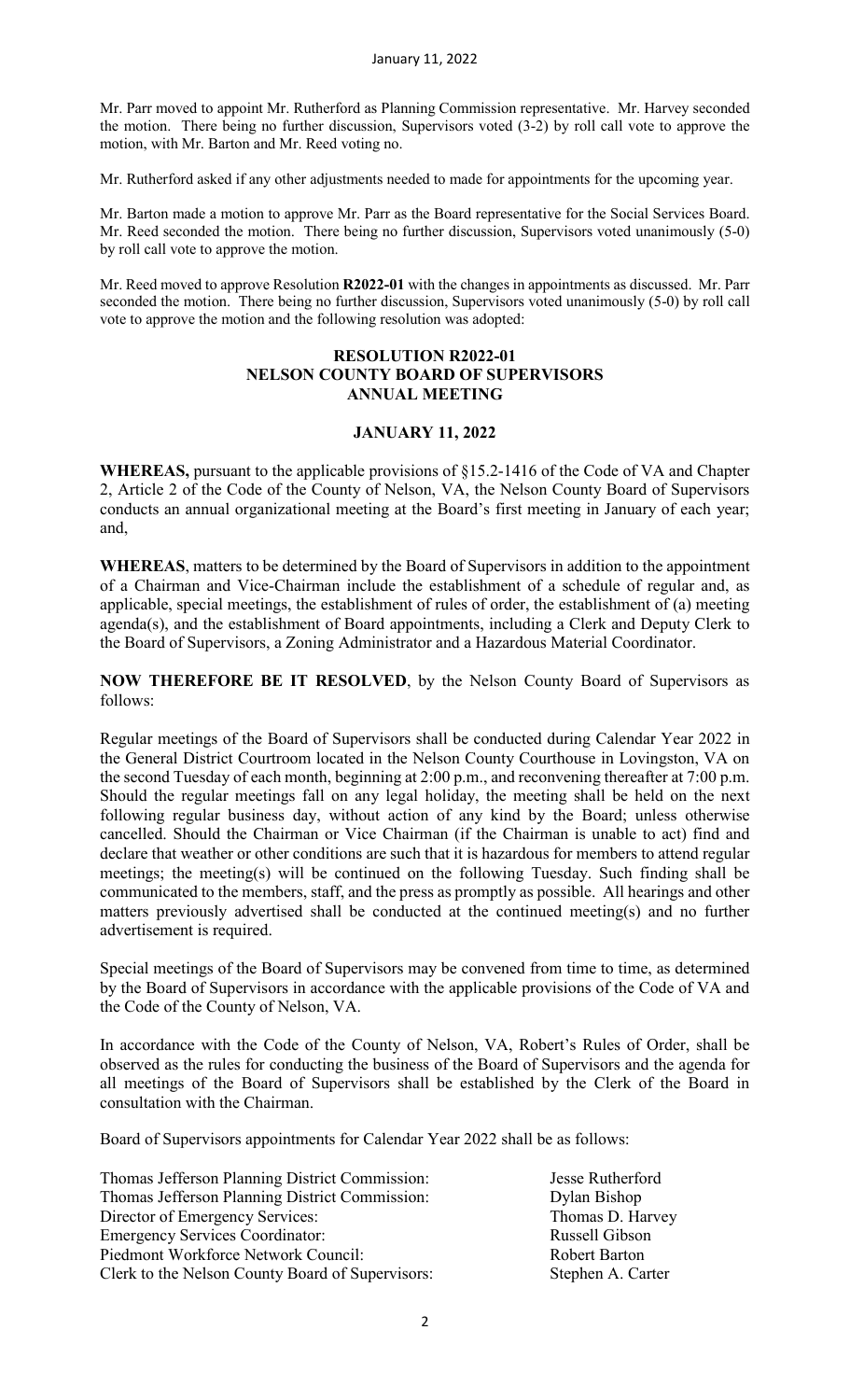Mr. Parr moved to appoint Mr. Rutherford as Planning Commission representative. Mr. Harvey seconded the motion. There being no further discussion, Supervisors voted (3-2) by roll call vote to approve the motion, with Mr. Barton and Mr. Reed voting no.

Mr. Rutherford asked if any other adjustments needed to made for appointments for the upcoming year.

Mr. Barton made a motion to approve Mr. Parr as the Board representative for the Social Services Board. Mr. Reed seconded the motion. There being no further discussion, Supervisors voted unanimously (5-0) by roll call vote to approve the motion.

Mr. Reed moved to approve Resolution **R2022-01** with the changes in appointments as discussed. Mr. Parr seconded the motion. There being no further discussion, Supervisors voted unanimously (5-0) by roll call vote to approve the motion and the following resolution was adopted:

**RESOLUTION R2022-01**
**NELSON COUNTY BOARD OF SUPERVISORS**
**ANNUAL MEETING**

**JANUARY 11, 2022**

**WHEREAS,** pursuant to the applicable provisions of §15.2-1416 of the Code of VA and Chapter 2, Article 2 of the Code of the County of Nelson, VA, the Nelson County Board of Supervisors conducts an annual organizational meeting at the Board's first meeting in January of each year; and,

**WHEREAS**, matters to be determined by the Board of Supervisors in addition to the appointment of a Chairman and Vice-Chairman include the establishment of a schedule of regular and, as applicable, special meetings, the establishment of rules of order, the establishment of (a) meeting agenda(s), and the establishment of Board appointments, including a Clerk and Deputy Clerk to the Board of Supervisors, a Zoning Administrator and a Hazardous Material Coordinator.

**NOW THEREFORE BE IT RESOLVED**, by the Nelson County Board of Supervisors as follows:

Regular meetings of the Board of Supervisors shall be conducted during Calendar Year 2022 in the General District Courtroom located in the Nelson County Courthouse in Lovingston, VA on the second Tuesday of each month, beginning at 2:00 p.m., and reconvening thereafter at 7:00 p.m. Should the regular meetings fall on any legal holiday, the meeting shall be held on the next following regular business day, without action of any kind by the Board; unless otherwise cancelled. Should the Chairman or Vice Chairman (if the Chairman is unable to act) find and declare that weather or other conditions are such that it is hazardous for members to attend regular meetings; the meeting(s) will be continued on the following Tuesday. Such finding shall be communicated to the members, staff, and the press as promptly as possible. All hearings and other matters previously advertised shall be conducted at the continued meeting(s) and no further advertisement is required.

Special meetings of the Board of Supervisors may be convened from time to time, as determined by the Board of Supervisors in accordance with the applicable provisions of the Code of VA and the Code of the County of Nelson, VA.

In accordance with the Code of the County of Nelson, VA, Robert's Rules of Order, shall be observed as the rules for conducting the business of the Board of Supervisors and the agenda for all meetings of the Board of Supervisors shall be established by the Clerk of the Board in consultation with the Chairman.

Board of Supervisors appointments for Calendar Year 2022 shall be as follows:

| | |
|---|---|
| Thomas Jefferson Planning District Commission: | Jesse Rutherford |
| Thomas Jefferson Planning District Commission: | Dylan Bishop |
| Director of Emergency Services: | Thomas D. Harvey |
| Emergency Services Coordinator: | Russell Gibson |
| Piedmont Workforce Network Council: | Robert Barton |
| Clerk to the Nelson County Board of Supervisors: | Stephen A. Carter |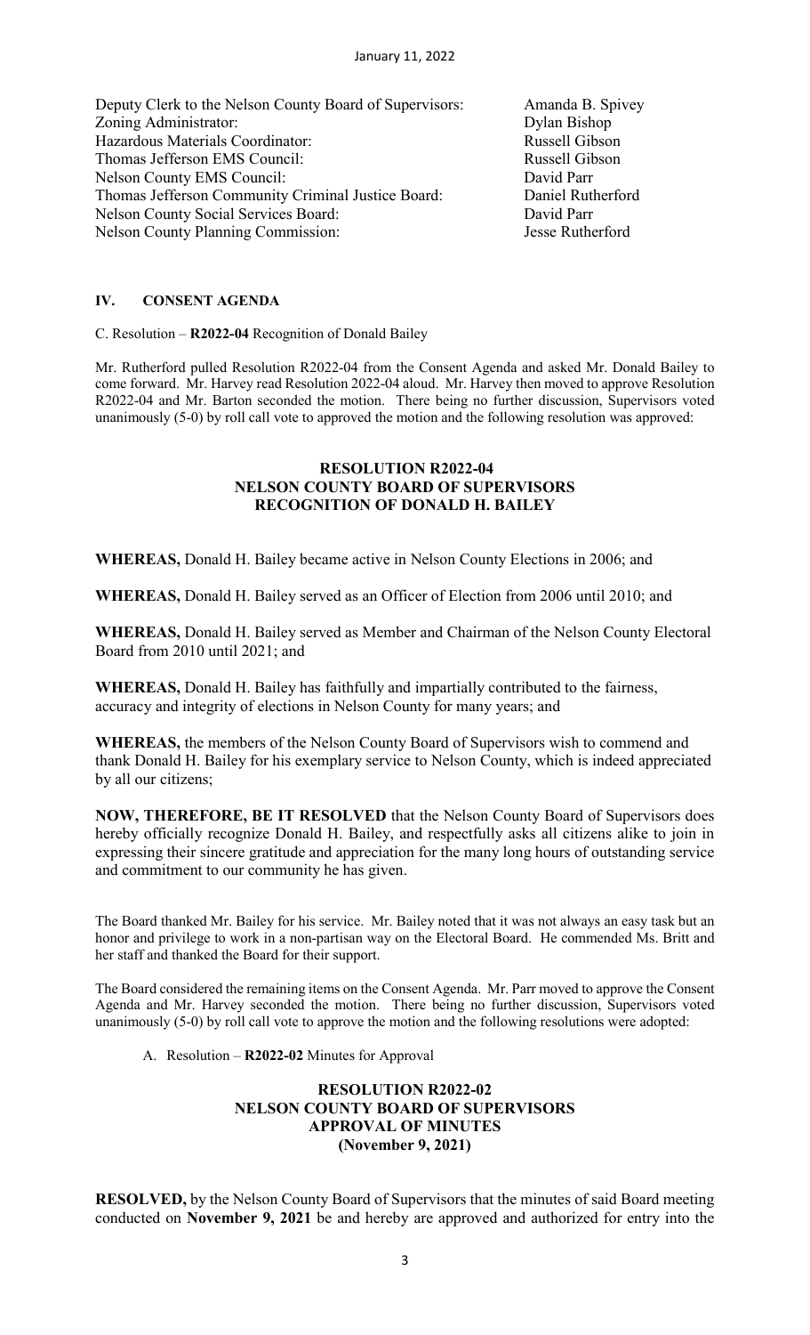| | |
|---|---|
| Deputy Clerk to the Nelson County Board of Supervisors: | Amanda B. Spivey |
| Zoning Administrator: | Dylan Bishop |
| Hazardous Materials Coordinator: | Russell Gibson |
| Thomas Jefferson EMS Council: | Russell Gibson |
| Nelson County EMS Council: | David Parr |
| Thomas Jefferson Community Criminal Justice Board: | Daniel Rutherford |
| Nelson County Social Services Board: | David Parr |
| Nelson County Planning Commission: | Jesse Rutherford |

## IV. CONSENT AGENDA

C. Resolution – **R2022-04** Recognition of Donald Bailey

Mr. Rutherford pulled Resolution R2022-04 from the Consent Agenda and asked Mr. Donald Bailey to come forward. Mr. Harvey read Resolution 2022-04 aloud. Mr. Harvey then moved to approve Resolution R2022-04 and Mr. Barton seconded the motion. There being no further discussion, Supervisors voted unanimously (5-0) by roll call vote to approved the motion and the following resolution was approved:

**RESOLUTION R2022-04**
**NELSON COUNTY BOARD OF SUPERVISORS**
**RECOGNITION OF DONALD H. BAILEY**

**WHEREAS,** Donald H. Bailey became active in Nelson County Elections in 2006; and

**WHEREAS,** Donald H. Bailey served as an Officer of Election from 2006 until 2010; and

**WHEREAS,** Donald H. Bailey served as Member and Chairman of the Nelson County Electoral Board from 2010 until 2021; and

**WHEREAS,** Donald H. Bailey has faithfully and impartially contributed to the fairness, accuracy and integrity of elections in Nelson County for many years; and

**WHEREAS,** the members of the Nelson County Board of Supervisors wish to commend and thank Donald H. Bailey for his exemplary service to Nelson County, which is indeed appreciated by all our citizens;

**NOW, THEREFORE, BE IT RESOLVED** that the Nelson County Board of Supervisors does hereby officially recognize Donald H. Bailey, and respectfully asks all citizens alike to join in expressing their sincere gratitude and appreciation for the many long hours of outstanding service and commitment to our community he has given.

The Board thanked Mr. Bailey for his service. Mr. Bailey noted that it was not always an easy task but an honor and privilege to work in a non-partisan way on the Electoral Board. He commended Ms. Britt and her staff and thanked the Board for their support.

The Board considered the remaining items on the Consent Agenda. Mr. Parr moved to approve the Consent Agenda and Mr. Harvey seconded the motion. There being no further discussion, Supervisors voted unanimously (5-0) by roll call vote to approve the motion and the following resolutions were adopted:

A. Resolution – **R2022-02** Minutes for Approval

**RESOLUTION R2022-02**
**NELSON COUNTY BOARD OF SUPERVISORS**
**APPROVAL OF MINUTES**
**(November 9, 2021)**

**RESOLVED,** by the Nelson County Board of Supervisors that the minutes of said Board meeting conducted on **November 9, 2021** be and hereby are approved and authorized for entry into the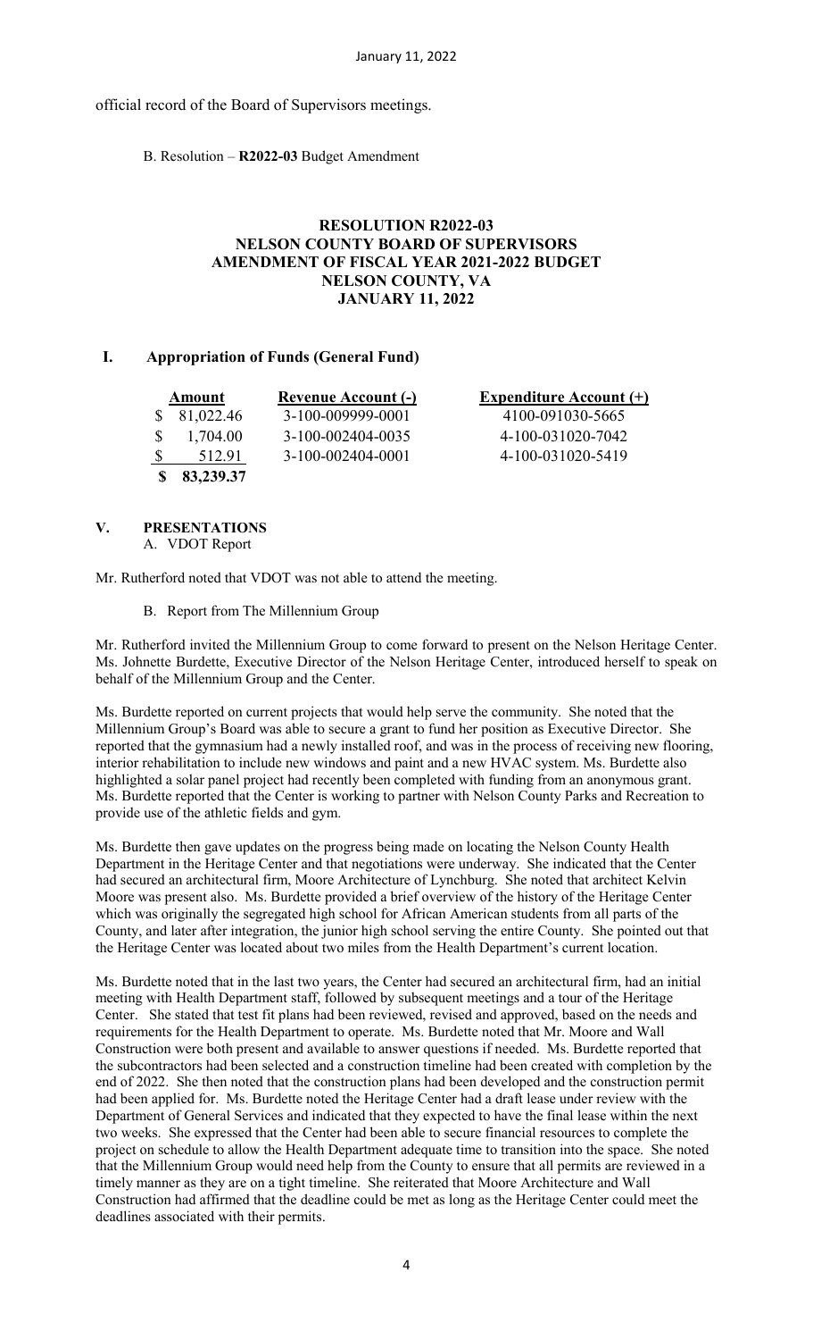official record of the Board of Supervisors meetings.

B. Resolution – **R2022-03** Budget Amendment

**RESOLUTION R2022-03**
**NELSON COUNTY BOARD OF SUPERVISORS**
**AMENDMENT OF FISCAL YEAR 2021-2022 BUDGET**
**NELSON COUNTY, VA**
**JANUARY 11, 2022**

## I. Appropriation of Funds (General Fund)

| Amount | Revenue Account (-) | Expenditure Account (+) |
|---|---|---|
| $ 81,022.46 | 3-100-009999-0001 | 4100-091030-5665 |
| $ 1,704.00 | 3-100-002404-0035 | 4-100-031020-7042 |
| $ 512.91 | 3-100-002404-0001 | 4-100-031020-5419 |
| **$ 83,239.37** | | |

## V. PRESENTATIONS

A. VDOT Report

Mr. Rutherford noted that VDOT was not able to attend the meeting.

B. Report from The Millennium Group

Mr. Rutherford invited the Millennium Group to come forward to present on the Nelson Heritage Center. Ms. Johnette Burdette, Executive Director of the Nelson Heritage Center, introduced herself to speak on behalf of the Millennium Group and the Center.

Ms. Burdette reported on current projects that would help serve the community. She noted that the Millennium Group's Board was able to secure a grant to fund her position as Executive Director. She reported that the gymnasium had a newly installed roof, and was in the process of receiving new flooring, interior rehabilitation to include new windows and paint and a new HVAC system. Ms. Burdette also highlighted a solar panel project had recently been completed with funding from an anonymous grant. Ms. Burdette reported that the Center is working to partner with Nelson County Parks and Recreation to provide use of the athletic fields and gym.

Ms. Burdette then gave updates on the progress being made on locating the Nelson County Health Department in the Heritage Center and that negotiations were underway. She indicated that the Center had secured an architectural firm, Moore Architecture of Lynchburg. She noted that architect Kelvin Moore was present also. Ms. Burdette provided a brief overview of the history of the Heritage Center which was originally the segregated high school for African American students from all parts of the County, and later after integration, the junior high school serving the entire County. She pointed out that the Heritage Center was located about two miles from the Health Department's current location.

Ms. Burdette noted that in the last two years, the Center had secured an architectural firm, had an initial meeting with Health Department staff, followed by subsequent meetings and a tour of the Heritage Center. She stated that test fit plans had been reviewed, revised and approved, based on the needs and requirements for the Health Department to operate. Ms. Burdette noted that Mr. Moore and Wall Construction were both present and available to answer questions if needed. Ms. Burdette reported that the subcontractors had been selected and a construction timeline had been created with completion by the end of 2022. She then noted that the construction plans had been developed and the construction permit had been applied for. Ms. Burdette noted the Heritage Center had a draft lease under review with the Department of General Services and indicated that they expected to have the final lease within the next two weeks. She expressed that the Center had been able to secure financial resources to complete the project on schedule to allow the Health Department adequate time to transition into the space. She noted that the Millennium Group would need help from the County to ensure that all permits are reviewed in a timely manner as they are on a tight timeline. She reiterated that Moore Architecture and Wall Construction had affirmed that the deadline could be met as long as the Heritage Center could meet the deadlines associated with their permits.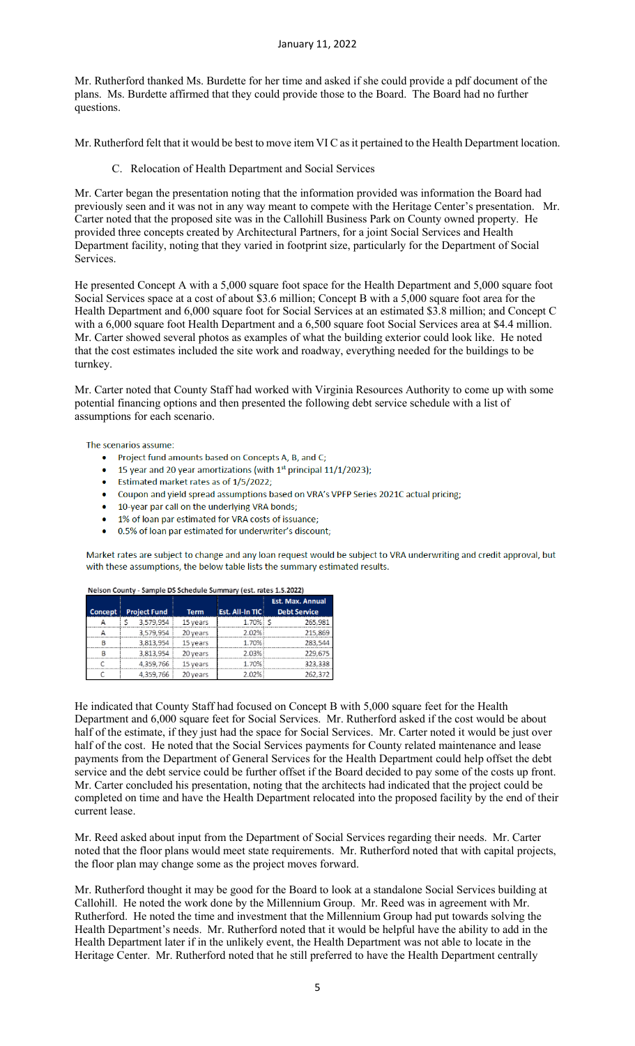Mr. Rutherford thanked Ms. Burdette for her time and asked if she could provide a pdf document of the plans. Ms. Burdette affirmed that they could provide those to the Board. The Board had no further questions.

Mr. Rutherford felt that it would be best to move item VI C as it pertained to the Health Department location.

C. Relocation of Health Department and Social Services

Mr. Carter began the presentation noting that the information provided was information the Board had previously seen and it was not in any way meant to compete with the Heritage Center's presentation. Mr. Carter noted that the proposed site was in the Callohill Business Park on County owned property. He provided three concepts created by Architectural Partners, for a joint Social Services and Health Department facility, noting that they varied in footprint size, particularly for the Department of Social Services.

He presented Concept A with a 5,000 square foot space for the Health Department and 5,000 square foot Social Services space at a cost of about $3.6 million; Concept B with a 5,000 square foot area for the Health Department and 6,000 square foot for Social Services at an estimated $3.8 million; and Concept C with a 6,000 square foot Health Department and a 6,500 square foot Social Services area at $4.4 million. Mr. Carter showed several photos as examples of what the building exterior could look like. He noted that the cost estimates included the site work and roadway, everything needed for the buildings to be turnkey.

Mr. Carter noted that County Staff had worked with Virginia Resources Authority to come up with some potential financing options and then presented the following debt service schedule with a list of assumptions for each scenario.

The scenarios assume:

- Project fund amounts based on Concepts A, B, and C;
- 15 year and 20 year amortizations (with 1st principal 11/1/2023);
- Estimated market rates as of 1/5/2022;
- Coupon and yield spread assumptions based on VRA's VPFP Series 2021C actual pricing;
- 10-year par call on the underlying VRA bonds;
- 1% of loan par estimated for VRA costs of issuance;
- 0.5% of loan par estimated for underwriter's discount;

Market rates are subject to change and any loan request would be subject to VRA underwriting and credit approval, but with these assumptions, the below table lists the summary estimated results.

**Nelson County - Sample DS Schedule Summary (est. rates 1.5.2022)**

| Concept | Project Fund | Term | Est. All-In TIC | Est. Max. Annual Debt Service |
|---|---|---|---|---|
| A | $ 3,579,954 | 15 years | 1.70% | $ 265,981 |
| A | 3,579,954 | 20 years | 2.02% | 215,869 |
| B | 3,813,954 | 15 years | 1.70% | 283,544 |
| B | 3,813,954 | 20 years | 2.03% | 229,675 |
| C | 4,359,766 | 15 years | 1.70% | 323,338 |
| C | 4,359,766 | 20 years | 2.02% | 262,372 |

He indicated that County Staff had focused on Concept B with 5,000 square feet for the Health Department and 6,000 square feet for Social Services. Mr. Rutherford asked if the cost would be about half of the estimate, if they just had the space for Social Services. Mr. Carter noted it would be just over half of the cost. He noted that the Social Services payments for County related maintenance and lease payments from the Department of General Services for the Health Department could help offset the debt service and the debt service could be further offset if the Board decided to pay some of the costs up front. Mr. Carter concluded his presentation, noting that the architects had indicated that the project could be completed on time and have the Health Department relocated into the proposed facility by the end of their current lease.

Mr. Reed asked about input from the Department of Social Services regarding their needs. Mr. Carter noted that the floor plans would meet state requirements. Mr. Rutherford noted that with capital projects, the floor plan may change some as the project moves forward.

Mr. Rutherford thought it may be good for the Board to look at a standalone Social Services building at Callohill. He noted the work done by the Millennium Group. Mr. Reed was in agreement with Mr. Rutherford. He noted the time and investment that the Millennium Group had put towards solving the Health Department's needs. Mr. Rutherford noted that it would be helpful have the ability to add in the Health Department later if in the unlikely event, the Health Department was not able to locate in the Heritage Center. Mr. Rutherford noted that he still preferred to have the Health Department centrally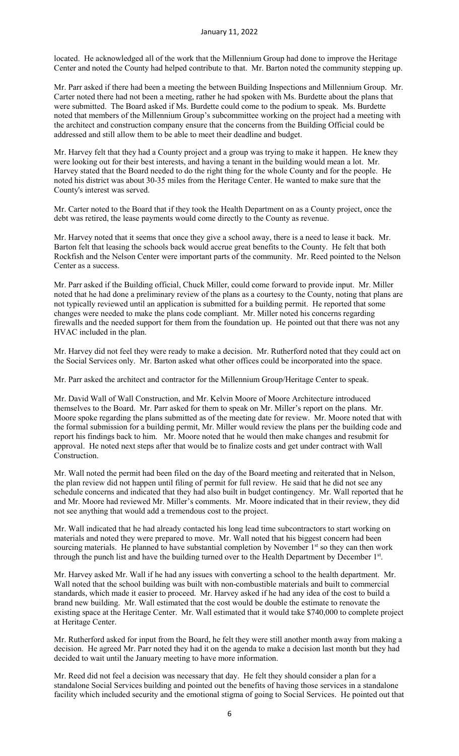located. He acknowledged all of the work that the Millennium Group had done to improve the Heritage Center and noted the County had helped contribute to that. Mr. Barton noted the community stepping up.

Mr. Parr asked if there had been a meeting the between Building Inspections and Millennium Group. Mr. Carter noted there had not been a meeting, rather he had spoken with Ms. Burdette about the plans that were submitted. The Board asked if Ms. Burdette could come to the podium to speak. Ms. Burdette noted that members of the Millennium Group's subcommittee working on the project had a meeting with the architect and construction company ensure that the concerns from the Building Official could be addressed and still allow them to be able to meet their deadline and budget.

Mr. Harvey felt that they had a County project and a group was trying to make it happen. He knew they were looking out for their best interests, and having a tenant in the building would mean a lot. Mr. Harvey stated that the Board needed to do the right thing for the whole County and for the people. He noted his district was about 30-35 miles from the Heritage Center. He wanted to make sure that the County's interest was served.

Mr. Carter noted to the Board that if they took the Health Department on as a County project, once the debt was retired, the lease payments would come directly to the County as revenue.

Mr. Harvey noted that it seems that once they give a school away, there is a need to lease it back. Mr. Barton felt that leasing the schools back would accrue great benefits to the County. He felt that both Rockfish and the Nelson Center were important parts of the community. Mr. Reed pointed to the Nelson Center as a success.

Mr. Parr asked if the Building official, Chuck Miller, could come forward to provide input. Mr. Miller noted that he had done a preliminary review of the plans as a courtesy to the County, noting that plans are not typically reviewed until an application is submitted for a building permit. He reported that some changes were needed to make the plans code compliant. Mr. Miller noted his concerns regarding firewalls and the needed support for them from the foundation up. He pointed out that there was not any HVAC included in the plan.

Mr. Harvey did not feel they were ready to make a decision. Mr. Rutherford noted that they could act on the Social Services only. Mr. Barton asked what other offices could be incorporated into the space.

Mr. Parr asked the architect and contractor for the Millennium Group/Heritage Center to speak.

Mr. David Wall of Wall Construction, and Mr. Kelvin Moore of Moore Architecture introduced themselves to the Board. Mr. Parr asked for them to speak on Mr. Miller's report on the plans. Mr. Moore spoke regarding the plans submitted as of the meeting date for review. Mr. Moore noted that with the formal submission for a building permit, Mr. Miller would review the plans per the building code and report his findings back to him. Mr. Moore noted that he would then make changes and resubmit for approval. He noted next steps after that would be to finalize costs and get under contract with Wall Construction.

Mr. Wall noted the permit had been filed on the day of the Board meeting and reiterated that in Nelson, the plan review did not happen until filing of permit for full review. He said that he did not see any schedule concerns and indicated that they had also built in budget contingency. Mr. Wall reported that he and Mr. Moore had reviewed Mr. Miller's comments. Mr. Moore indicated that in their review, they did not see anything that would add a tremendous cost to the project.

Mr. Wall indicated that he had already contacted his long lead time subcontractors to start working on materials and noted they were prepared to move. Mr. Wall noted that his biggest concern had been sourcing materials. He planned to have substantial completion by November 1st so they can then work through the punch list and have the building turned over to the Health Department by December 1st.

Mr. Harvey asked Mr. Wall if he had any issues with converting a school to the health department. Mr. Wall noted that the school building was built with non-combustible materials and built to commercial standards, which made it easier to proceed. Mr. Harvey asked if he had any idea of the cost to build a brand new building. Mr. Wall estimated that the cost would be double the estimate to renovate the existing space at the Heritage Center. Mr. Wall estimated that it would take $740,000 to complete project at Heritage Center.

Mr. Rutherford asked for input from the Board, he felt they were still another month away from making a decision. He agreed Mr. Parr noted they had it on the agenda to make a decision last month but they had decided to wait until the January meeting to have more information.

Mr. Reed did not feel a decision was necessary that day. He felt they should consider a plan for a standalone Social Services building and pointed out the benefits of having those services in a standalone facility which included security and the emotional stigma of going to Social Services. He pointed out that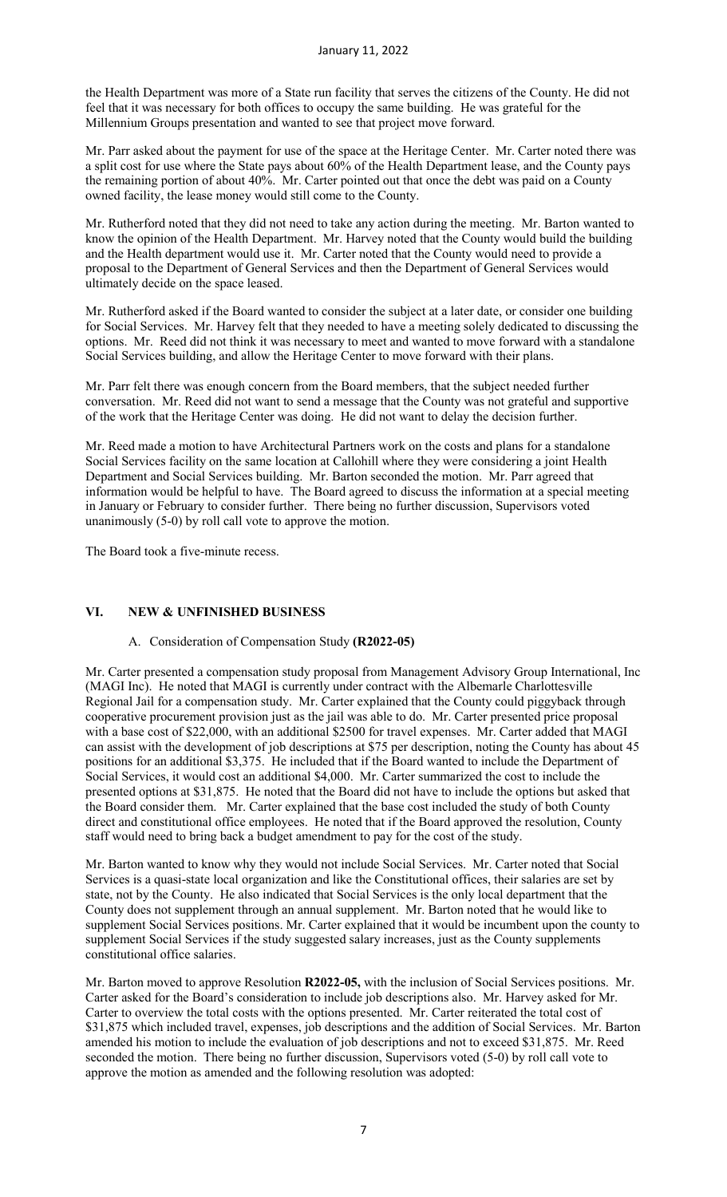the Health Department was more of a State run facility that serves the citizens of the County. He did not feel that it was necessary for both offices to occupy the same building. He was grateful for the Millennium Groups presentation and wanted to see that project move forward.

Mr. Parr asked about the payment for use of the space at the Heritage Center. Mr. Carter noted there was a split cost for use where the State pays about 60% of the Health Department lease, and the County pays the remaining portion of about 40%. Mr. Carter pointed out that once the debt was paid on a County owned facility, the lease money would still come to the County.

Mr. Rutherford noted that they did not need to take any action during the meeting. Mr. Barton wanted to know the opinion of the Health Department. Mr. Harvey noted that the County would build the building and the Health department would use it. Mr. Carter noted that the County would need to provide a proposal to the Department of General Services and then the Department of General Services would ultimately decide on the space leased.

Mr. Rutherford asked if the Board wanted to consider the subject at a later date, or consider one building for Social Services. Mr. Harvey felt that they needed to have a meeting solely dedicated to discussing the options. Mr. Reed did not think it was necessary to meet and wanted to move forward with a standalone Social Services building, and allow the Heritage Center to move forward with their plans.

Mr. Parr felt there was enough concern from the Board members, that the subject needed further conversation. Mr. Reed did not want to send a message that the County was not grateful and supportive of the work that the Heritage Center was doing. He did not want to delay the decision further.

Mr. Reed made a motion to have Architectural Partners work on the costs and plans for a standalone Social Services facility on the same location at Callohill where they were considering a joint Health Department and Social Services building. Mr. Barton seconded the motion. Mr. Parr agreed that information would be helpful to have. The Board agreed to discuss the information at a special meeting in January or February to consider further. There being no further discussion, Supervisors voted unanimously (5-0) by roll call vote to approve the motion.

The Board took a five-minute recess.

## VI. NEW & UNFINISHED BUSINESS

A. Consideration of Compensation Study **(R2022-05)**

Mr. Carter presented a compensation study proposal from Management Advisory Group International, Inc (MAGI Inc). He noted that MAGI is currently under contract with the Albemarle Charlottesville Regional Jail for a compensation study. Mr. Carter explained that the County could piggyback through cooperative procurement provision just as the jail was able to do. Mr. Carter presented price proposal with a base cost of $22,000, with an additional $2500 for travel expenses. Mr. Carter added that MAGI can assist with the development of job descriptions at $75 per description, noting the County has about 45 positions for an additional $3,375. He included that if the Board wanted to include the Department of Social Services, it would cost an additional $4,000. Mr. Carter summarized the cost to include the presented options at $31,875. He noted that the Board did not have to include the options but asked that the Board consider them. Mr. Carter explained that the base cost included the study of both County direct and constitutional office employees. He noted that if the Board approved the resolution, County staff would need to bring back a budget amendment to pay for the cost of the study.

Mr. Barton wanted to know why they would not include Social Services. Mr. Carter noted that Social Services is a quasi-state local organization and like the Constitutional offices, their salaries are set by state, not by the County. He also indicated that Social Services is the only local department that the County does not supplement through an annual supplement. Mr. Barton noted that he would like to supplement Social Services positions. Mr. Carter explained that it would be incumbent upon the county to supplement Social Services if the study suggested salary increases, just as the County supplements constitutional office salaries.

Mr. Barton moved to approve Resolution **R2022-05,** with the inclusion of Social Services positions. Mr. Carter asked for the Board's consideration to include job descriptions also. Mr. Harvey asked for Mr. Carter to overview the total costs with the options presented. Mr. Carter reiterated the total cost of $31,875 which included travel, expenses, job descriptions and the addition of Social Services. Mr. Barton amended his motion to include the evaluation of job descriptions and not to exceed $31,875. Mr. Reed seconded the motion. There being no further discussion, Supervisors voted (5-0) by roll call vote to approve the motion as amended and the following resolution was adopted: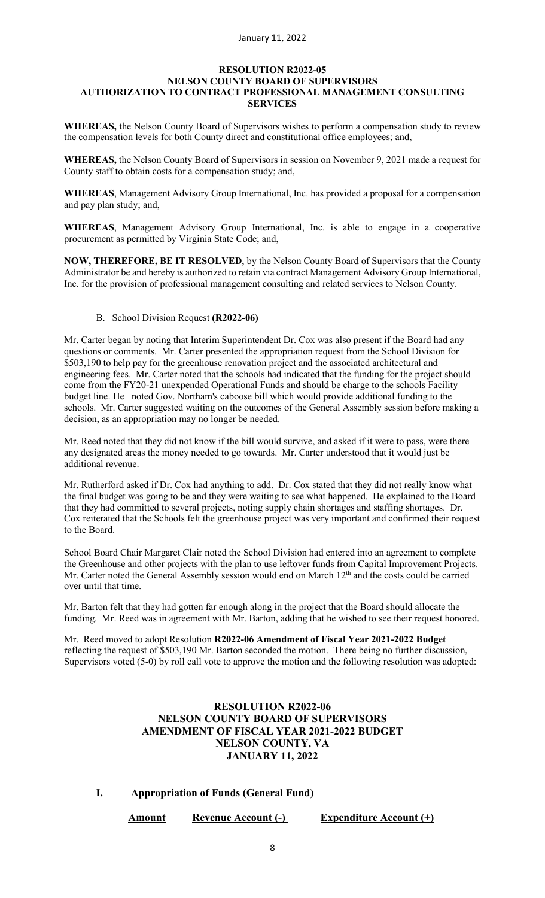**RESOLUTION R2022-05**
**NELSON COUNTY BOARD OF SUPERVISORS**
**AUTHORIZATION TO CONTRACT PROFESSIONAL MANAGEMENT CONSULTING SERVICES**

**WHEREAS,** the Nelson County Board of Supervisors wishes to perform a compensation study to review the compensation levels for both County direct and constitutional office employees; and,

**WHEREAS,** the Nelson County Board of Supervisors in session on November 9, 2021 made a request for County staff to obtain costs for a compensation study; and,

**WHEREAS**, Management Advisory Group International, Inc. has provided a proposal for a compensation and pay plan study; and,

**WHEREAS**, Management Advisory Group International, Inc. is able to engage in a cooperative procurement as permitted by Virginia State Code; and,

**NOW, THEREFORE, BE IT RESOLVED**, by the Nelson County Board of Supervisors that the County Administrator be and hereby is authorized to retain via contract Management Advisory Group International, Inc. for the provision of professional management consulting and related services to Nelson County.

B. School Division Request **(R2022-06)**

Mr. Carter began by noting that Interim Superintendent Dr. Cox was also present if the Board had any questions or comments. Mr. Carter presented the appropriation request from the School Division for $503,190 to help pay for the greenhouse renovation project and the associated architectural and engineering fees. Mr. Carter noted that the schools had indicated that the funding for the project should come from the FY20-21 unexpended Operational Funds and should be charge to the schools Facility budget line. He noted Gov. Northam's caboose bill which would provide additional funding to the schools. Mr. Carter suggested waiting on the outcomes of the General Assembly session before making a decision, as an appropriation may no longer be needed.

Mr. Reed noted that they did not know if the bill would survive, and asked if it were to pass, were there any designated areas the money needed to go towards. Mr. Carter understood that it would just be additional revenue.

Mr. Rutherford asked if Dr. Cox had anything to add. Dr. Cox stated that they did not really know what the final budget was going to be and they were waiting to see what happened. He explained to the Board that they had committed to several projects, noting supply chain shortages and staffing shortages. Dr. Cox reiterated that the Schools felt the greenhouse project was very important and confirmed their request to the Board.

School Board Chair Margaret Clair noted the School Division had entered into an agreement to complete the Greenhouse and other projects with the plan to use leftover funds from Capital Improvement Projects. Mr. Carter noted the General Assembly session would end on March 12th and the costs could be carried over until that time.

Mr. Barton felt that they had gotten far enough along in the project that the Board should allocate the funding. Mr. Reed was in agreement with Mr. Barton, adding that he wished to see their request honored.

Mr. Reed moved to adopt Resolution **R2022-06 Amendment of Fiscal Year 2021-2022 Budget** reflecting the request of $503,190 Mr. Barton seconded the motion. There being no further discussion, Supervisors voted (5-0) by roll call vote to approve the motion and the following resolution was adopted:

**RESOLUTION R2022-06**
**NELSON COUNTY BOARD OF SUPERVISORS**
**AMENDMENT OF FISCAL YEAR 2021-2022 BUDGET**
**NELSON COUNTY, VA**
**JANUARY 11, 2022**

**I. Appropriation of Funds (General Fund)**

| Amount | Revenue Account (-) | Expenditure Account (+) |
|---|---|---|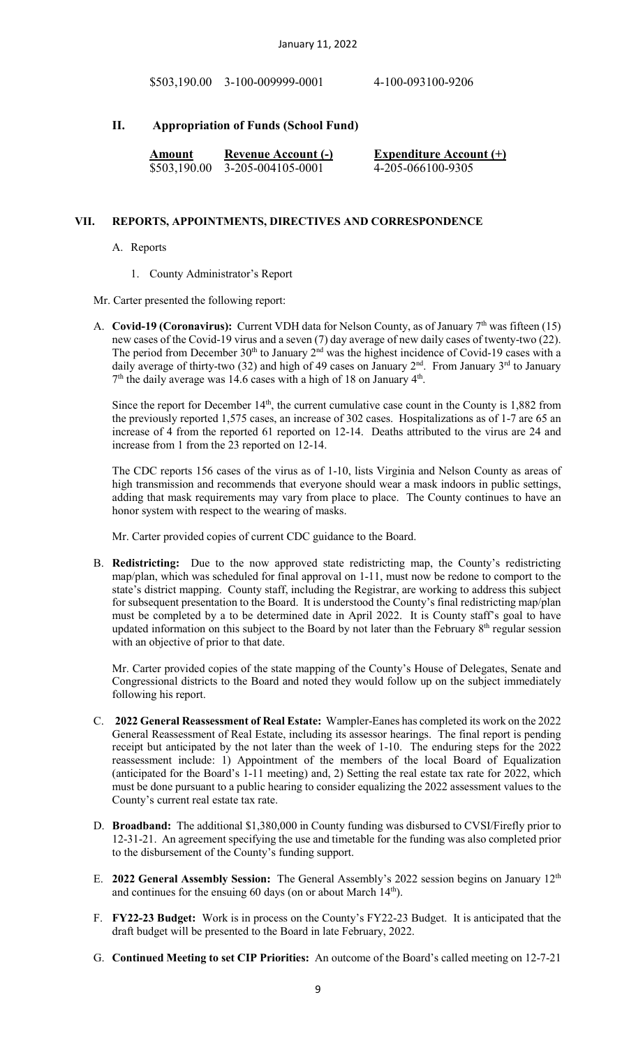| | | |
|---|---|---|
| $503,190.00 | 3-100-009999-0001 | 4-100-093100-9206 |

## II. Appropriation of Funds (School Fund)

| **Amount** | **Revenue Account (-)** | **Expenditure Account (+)** |
|---|---|---|
| $503,190.00 | 3-205-004105-0001 | 4-205-066100-9305 |

# VII. REPORTS, APPOINTMENTS, DIRECTIVES AND CORRESPONDENCE

A. Reports

1. County Administrator's Report

Mr. Carter presented the following report:

A. **Covid-19 (Coronavirus):** Current VDH data for Nelson County, as of January 7th was fifteen (15) new cases of the Covid-19 virus and a seven (7) day average of new daily cases of twenty-two (22). The period from December 30th to January 2nd was the highest incidence of Covid-19 cases with a daily average of thirty-two (32) and high of 49 cases on January 2nd. From January 3rd to January 7th the daily average was 14.6 cases with a high of 18 on January 4th.

Since the report for December 14th, the current cumulative case count in the County is 1,882 from the previously reported 1,575 cases, an increase of 302 cases. Hospitalizations as of 1-7 are 65 an increase of 4 from the reported 61 reported on 12-14. Deaths attributed to the virus are 24 and increase from 1 from the 23 reported on 12-14.

The CDC reports 156 cases of the virus as of 1-10, lists Virginia and Nelson County as areas of high transmission and recommends that everyone should wear a mask indoors in public settings, adding that mask requirements may vary from place to place. The County continues to have an honor system with respect to the wearing of masks.

Mr. Carter provided copies of current CDC guidance to the Board.

B. **Redistricting:** Due to the now approved state redistricting map, the County's redistricting map/plan, which was scheduled for final approval on 1-11, must now be redone to comport to the state's district mapping. County staff, including the Registrar, are working to address this subject for subsequent presentation to the Board. It is understood the County's final redistricting map/plan must be completed by a to be determined date in April 2022. It is County staff's goal to have updated information on this subject to the Board by not later than the February 8th regular session with an objective of prior to that date.

Mr. Carter provided copies of the state mapping of the County's House of Delegates, Senate and Congressional districts to the Board and noted they would follow up on the subject immediately following his report.

C. **2022 General Reassessment of Real Estate:** Wampler-Eanes has completed its work on the 2022 General Reassessment of Real Estate, including its assessor hearings. The final report is pending receipt but anticipated by the not later than the week of 1-10. The enduring steps for the 2022 reassessment include: 1) Appointment of the members of the local Board of Equalization (anticipated for the Board's 1-11 meeting) and, 2) Setting the real estate tax rate for 2022, which must be done pursuant to a public hearing to consider equalizing the 2022 assessment values to the County's current real estate tax rate.

D. **Broadband:** The additional $1,380,000 in County funding was disbursed to CVSI/Firefly prior to 12-31-21. An agreement specifying the use and timetable for the funding was also completed prior to the disbursement of the County's funding support.

E. **2022 General Assembly Session:** The General Assembly's 2022 session begins on January 12th and continues for the ensuing 60 days (on or about March 14th).

F. **FY22-23 Budget:** Work is in process on the County's FY22-23 Budget. It is anticipated that the draft budget will be presented to the Board in late February, 2022.

G. **Continued Meeting to set CIP Priorities:** An outcome of the Board's called meeting on 12-7-21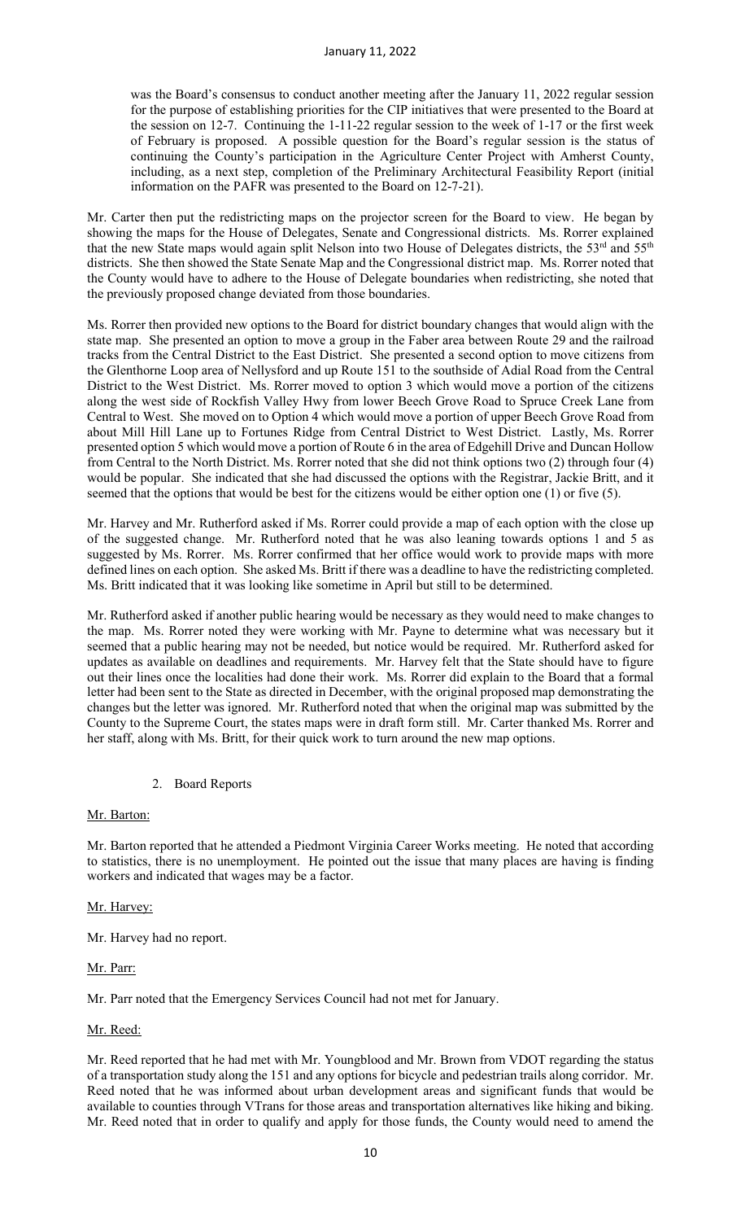was the Board's consensus to conduct another meeting after the January 11, 2022 regular session for the purpose of establishing priorities for the CIP initiatives that were presented to the Board at the session on 12-7. Continuing the 1-11-22 regular session to the week of 1-17 or the first week of February is proposed. A possible question for the Board's regular session is the status of continuing the County's participation in the Agriculture Center Project with Amherst County, including, as a next step, completion of the Preliminary Architectural Feasibility Report (initial information on the PAFR was presented to the Board on 12-7-21).

Mr. Carter then put the redistricting maps on the projector screen for the Board to view. He began by showing the maps for the House of Delegates, Senate and Congressional districts. Ms. Rorrer explained that the new State maps would again split Nelson into two House of Delegates districts, the 53rd and 55th districts. She then showed the State Senate Map and the Congressional district map. Ms. Rorrer noted that the County would have to adhere to the House of Delegate boundaries when redistricting, she noted that the previously proposed change deviated from those boundaries.

Ms. Rorrer then provided new options to the Board for district boundary changes that would align with the state map. She presented an option to move a group in the Faber area between Route 29 and the railroad tracks from the Central District to the East District. She presented a second option to move citizens from the Glenthorne Loop area of Nellysford and up Route 151 to the southside of Adial Road from the Central District to the West District. Ms. Rorrer moved to option 3 which would move a portion of the citizens along the west side of Rockfish Valley Hwy from lower Beech Grove Road to Spruce Creek Lane from Central to West. She moved on to Option 4 which would move a portion of upper Beech Grove Road from about Mill Hill Lane up to Fortunes Ridge from Central District to West District. Lastly, Ms. Rorrer presented option 5 which would move a portion of Route 6 in the area of Edgehill Drive and Duncan Hollow from Central to the North District. Ms. Rorrer noted that she did not think options two (2) through four (4) would be popular. She indicated that she had discussed the options with the Registrar, Jackie Britt, and it seemed that the options that would be best for the citizens would be either option one (1) or five (5).

Mr. Harvey and Mr. Rutherford asked if Ms. Rorrer could provide a map of each option with the close up of the suggested change. Mr. Rutherford noted that he was also leaning towards options 1 and 5 as suggested by Ms. Rorrer. Ms. Rorrer confirmed that her office would work to provide maps with more defined lines on each option. She asked Ms. Britt if there was a deadline to have the redistricting completed. Ms. Britt indicated that it was looking like sometime in April but still to be determined.

Mr. Rutherford asked if another public hearing would be necessary as they would need to make changes to the map. Ms. Rorrer noted they were working with Mr. Payne to determine what was necessary but it seemed that a public hearing may not be needed, but notice would be required. Mr. Rutherford asked for updates as available on deadlines and requirements. Mr. Harvey felt that the State should have to figure out their lines once the localities had done their work. Ms. Rorrer did explain to the Board that a formal letter had been sent to the State as directed in December, with the original proposed map demonstrating the changes but the letter was ignored. Mr. Rutherford noted that when the original map was submitted by the County to the Supreme Court, the states maps were in draft form still. Mr. Carter thanked Ms. Rorrer and her staff, along with Ms. Britt, for their quick work to turn around the new map options.

2. Board Reports

Mr. Barton:

Mr. Barton reported that he attended a Piedmont Virginia Career Works meeting. He noted that according to statistics, there is no unemployment. He pointed out the issue that many places are having is finding workers and indicated that wages may be a factor.

Mr. Harvey:

Mr. Harvey had no report.

Mr. Parr:

Mr. Parr noted that the Emergency Services Council had not met for January.

Mr. Reed:

Mr. Reed reported that he had met with Mr. Youngblood and Mr. Brown from VDOT regarding the status of a transportation study along the 151 and any options for bicycle and pedestrian trails along corridor. Mr. Reed noted that he was informed about urban development areas and significant funds that would be available to counties through VTrans for those areas and transportation alternatives like hiking and biking. Mr. Reed noted that in order to qualify and apply for those funds, the County would need to amend the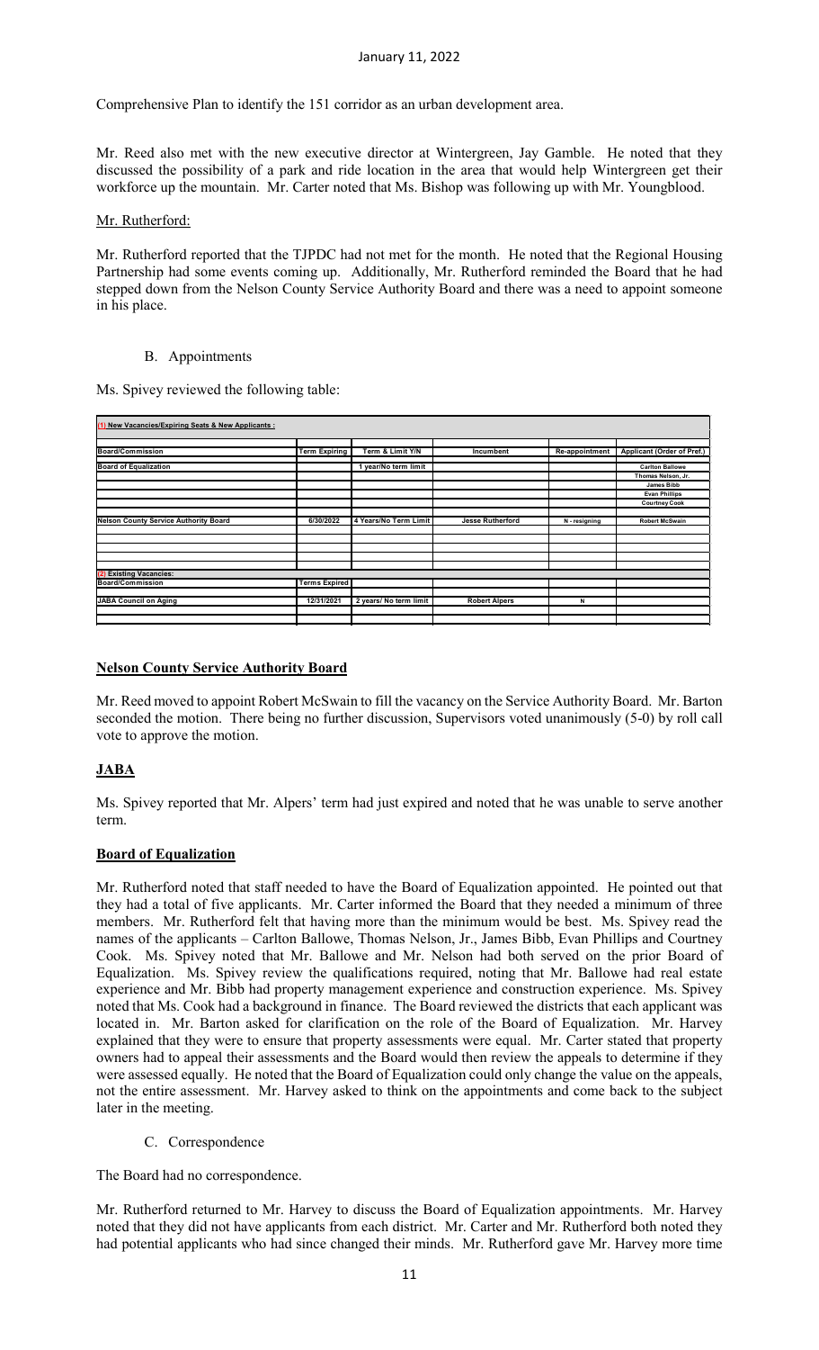Comprehensive Plan to identify the 151 corridor as an urban development area.

Mr. Reed also met with the new executive director at Wintergreen, Jay Gamble. He noted that they discussed the possibility of a park and ride location in the area that would help Wintergreen get their workforce up the mountain. Mr. Carter noted that Ms. Bishop was following up with Mr. Youngblood.

Mr. Rutherford:

Mr. Rutherford reported that the TJPDC had not met for the month. He noted that the Regional Housing Partnership had some events coming up. Additionally, Mr. Rutherford reminded the Board that he had stepped down from the Nelson County Service Authority Board and there was a need to appoint someone in his place.

B. Appointments

Ms. Spivey reviewed the following table:

| (1) New Vacancies/Expiring Seats & New Applicants : | | | | | |
|---|---|---|---|---|---|
| Board/Commission | Term Expiring | Term & Limit Y/N | Incumbent | Re-appointment | Applicant (Order of Pref.) |
| Board of Equalization | | 1 year/No term limit | | | Carlton Ballowe |
| | | | | | Thomas Nelson, Jr. |
| | | | | | James Bibb |
| | | | | | Evan Phillips |
| | | | | | Courtney Cook |
| Nelson County Service Authority Board | 6/30/2022 | 4 Years/No Term Limit | Jesse Rutherford | N - resigning | Robert McSwain |
| (2) Existing Vacancies: | | | | | |
| Board/Commission | Terms Expired | | | | |
| JABA Council on Aging | 12/31/2021 | 2 years/ No term limit | Robert Alpers | N | |

**Nelson County Service Authority Board**

Mr. Reed moved to appoint Robert McSwain to fill the vacancy on the Service Authority Board. Mr. Barton seconded the motion. There being no further discussion, Supervisors voted unanimously (5-0) by roll call vote to approve the motion.

**JABA**

Ms. Spivey reported that Mr. Alpers' term had just expired and noted that he was unable to serve another term.

**Board of Equalization**

Mr. Rutherford noted that staff needed to have the Board of Equalization appointed. He pointed out that they had a total of five applicants. Mr. Carter informed the Board that they needed a minimum of three members. Mr. Rutherford felt that having more than the minimum would be best. Ms. Spivey read the names of the applicants – Carlton Ballowe, Thomas Nelson, Jr., James Bibb, Evan Phillips and Courtney Cook. Ms. Spivey noted that Mr. Ballowe and Mr. Nelson had both served on the prior Board of Equalization. Ms. Spivey review the qualifications required, noting that Mr. Ballowe had real estate experience and Mr. Bibb had property management experience and construction experience. Ms. Spivey noted that Ms. Cook had a background in finance. The Board reviewed the districts that each applicant was located in. Mr. Barton asked for clarification on the role of the Board of Equalization. Mr. Harvey explained that they were to ensure that property assessments were equal. Mr. Carter stated that property owners had to appeal their assessments and the Board would then review the appeals to determine if they were assessed equally. He noted that the Board of Equalization could only change the value on the appeals, not the entire assessment. Mr. Harvey asked to think on the appointments and come back to the subject later in the meeting.

C. Correspondence

The Board had no correspondence.

Mr. Rutherford returned to Mr. Harvey to discuss the Board of Equalization appointments. Mr. Harvey noted that they did not have applicants from each district. Mr. Carter and Mr. Rutherford both noted they had potential applicants who had since changed their minds. Mr. Rutherford gave Mr. Harvey more time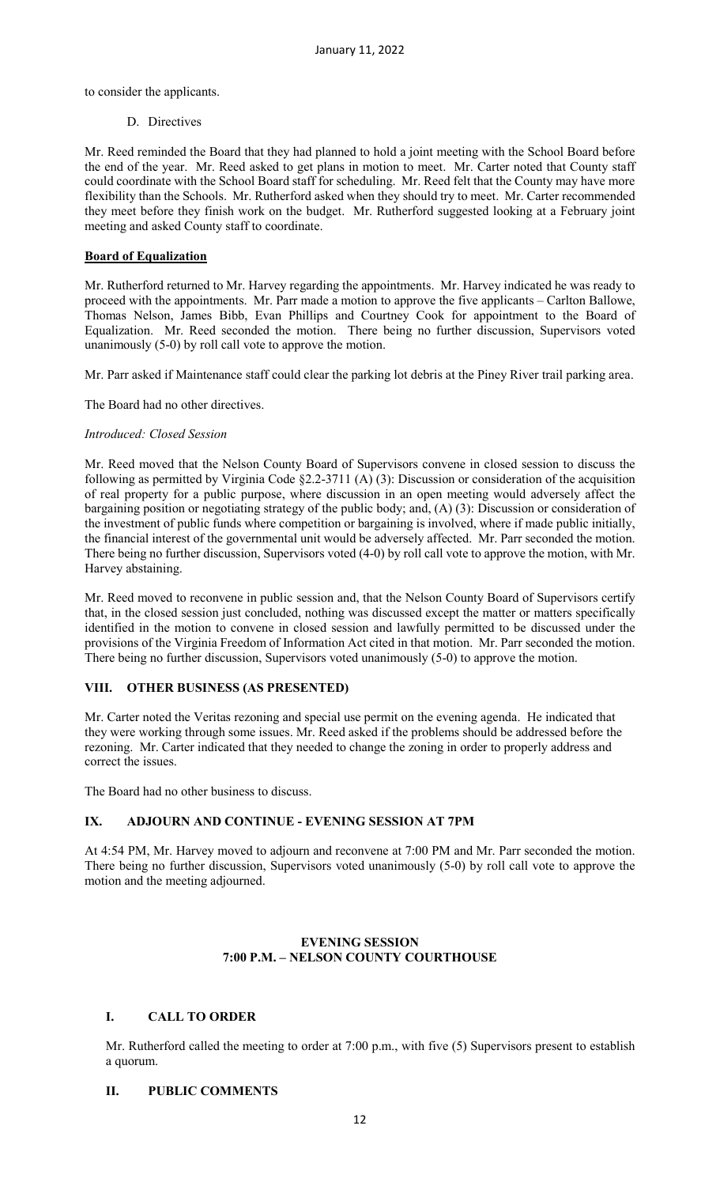to consider the applicants.

D. Directives

Mr. Reed reminded the Board that they had planned to hold a joint meeting with the School Board before the end of the year. Mr. Reed asked to get plans in motion to meet. Mr. Carter noted that County staff could coordinate with the School Board staff for scheduling. Mr. Reed felt that the County may have more flexibility than the Schools. Mr. Rutherford asked when they should try to meet. Mr. Carter recommended they meet before they finish work on the budget. Mr. Rutherford suggested looking at a February joint meeting and asked County staff to coordinate.

**Board of Equalization**

Mr. Rutherford returned to Mr. Harvey regarding the appointments. Mr. Harvey indicated he was ready to proceed with the appointments. Mr. Parr made a motion to approve the five applicants – Carlton Ballowe, Thomas Nelson, James Bibb, Evan Phillips and Courtney Cook for appointment to the Board of Equalization. Mr. Reed seconded the motion. There being no further discussion, Supervisors voted unanimously (5-0) by roll call vote to approve the motion.

Mr. Parr asked if Maintenance staff could clear the parking lot debris at the Piney River trail parking area.

The Board had no other directives.

*Introduced: Closed Session*

Mr. Reed moved that the Nelson County Board of Supervisors convene in closed session to discuss the following as permitted by Virginia Code §2.2-3711 (A) (3): Discussion or consideration of the acquisition of real property for a public purpose, where discussion in an open meeting would adversely affect the bargaining position or negotiating strategy of the public body; and, (A) (3): Discussion or consideration of the investment of public funds where competition or bargaining is involved, where if made public initially, the financial interest of the governmental unit would be adversely affected. Mr. Parr seconded the motion. There being no further discussion, Supervisors voted (4-0) by roll call vote to approve the motion, with Mr. Harvey abstaining.

Mr. Reed moved to reconvene in public session and, that the Nelson County Board of Supervisors certify that, in the closed session just concluded, nothing was discussed except the matter or matters specifically identified in the motion to convene in closed session and lawfully permitted to be discussed under the provisions of the Virginia Freedom of Information Act cited in that motion. Mr. Parr seconded the motion. There being no further discussion, Supervisors voted unanimously (5-0) to approve the motion.

## VIII. OTHER BUSINESS (AS PRESENTED)

Mr. Carter noted the Veritas rezoning and special use permit on the evening agenda. He indicated that they were working through some issues. Mr. Reed asked if the problems should be addressed before the rezoning. Mr. Carter indicated that they needed to change the zoning in order to properly address and correct the issues.

The Board had no other business to discuss.

## IX. ADJOURN AND CONTINUE - EVENING SESSION AT 7PM

At 4:54 PM, Mr. Harvey moved to adjourn and reconvene at 7:00 PM and Mr. Parr seconded the motion. There being no further discussion, Supervisors voted unanimously (5-0) by roll call vote to approve the motion and the meeting adjourned.

**EVENING SESSION**
**7:00 P.M. – NELSON COUNTY COURTHOUSE**

## I. CALL TO ORDER

Mr. Rutherford called the meeting to order at 7:00 p.m., with five (5) Supervisors present to establish a quorum.

## II. PUBLIC COMMENTS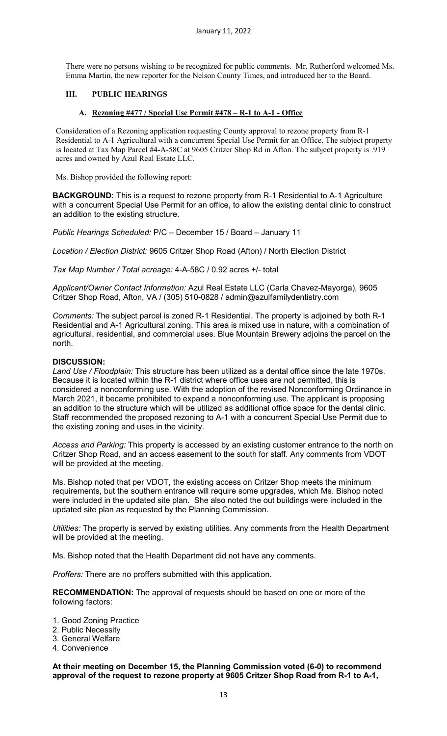There were no persons wishing to be recognized for public comments. Mr. Rutherford welcomed Ms. Emma Martin, the new reporter for the Nelson County Times, and introduced her to the Board.

## III. PUBLIC HEARINGS

### A. Rezoning #477 / Special Use Permit #478 – R-1 to A-1 - Office

Consideration of a Rezoning application requesting County approval to rezone property from R-1 Residential to A-1 Agricultural with a concurrent Special Use Permit for an Office. The subject property is located at Tax Map Parcel #4-A-58C at 9605 Critzer Shop Rd in Afton. The subject property is .919 acres and owned by Azul Real Estate LLC.

Ms. Bishop provided the following report:

**BACKGROUND:** This is a request to rezone property from R-1 Residential to A-1 Agriculture with a concurrent Special Use Permit for an office, to allow the existing dental clinic to construct an addition to the existing structure.

*Public Hearings Scheduled:* P/C – December 15 / Board – January 11

*Location / Election District:* 9605 Critzer Shop Road (Afton) / North Election District

*Tax Map Number / Total acreage:* 4-A-58C / 0.92 acres +/- total

*Applicant/Owner Contact Information:* Azul Real Estate LLC (Carla Chavez-Mayorga), 9605 Critzer Shop Road, Afton, VA / (305) 510-0828 / admin@azulfamilydentistry.com

*Comments:* The subject parcel is zoned R-1 Residential. The property is adjoined by both R-1 Residential and A-1 Agricultural zoning. This area is mixed use in nature, with a combination of agricultural, residential, and commercial uses. Blue Mountain Brewery adjoins the parcel on the north.

**DISCUSSION:**

*Land Use / Floodplain:* This structure has been utilized as a dental office since the late 1970s. Because it is located within the R-1 district where office uses are not permitted, this is considered a nonconforming use. With the adoption of the revised Nonconforming Ordinance in March 2021, it became prohibited to expand a nonconforming use. The applicant is proposing an addition to the structure which will be utilized as additional office space for the dental clinic. Staff recommended the proposed rezoning to A-1 with a concurrent Special Use Permit due to the existing zoning and uses in the vicinity.

*Access and Parking:* This property is accessed by an existing customer entrance to the north on Critzer Shop Road, and an access easement to the south for staff. Any comments from VDOT will be provided at the meeting.

Ms. Bishop noted that per VDOT, the existing access on Critzer Shop meets the minimum requirements, but the southern entrance will require some upgrades, which Ms. Bishop noted were included in the updated site plan. She also noted the out buildings were included in the updated site plan as requested by the Planning Commission.

*Utilities:* The property is served by existing utilities. Any comments from the Health Department will be provided at the meeting.

Ms. Bishop noted that the Health Department did not have any comments.

*Proffers:* There are no proffers submitted with this application.

**RECOMMENDATION:** The approval of requests should be based on one or more of the following factors:

1. Good Zoning Practice
2. Public Necessity
3. General Welfare
4. Convenience

**At their meeting on December 15, the Planning Commission voted (6-0) to recommend approval of the request to rezone property at 9605 Critzer Shop Road from R-1 to A-1,**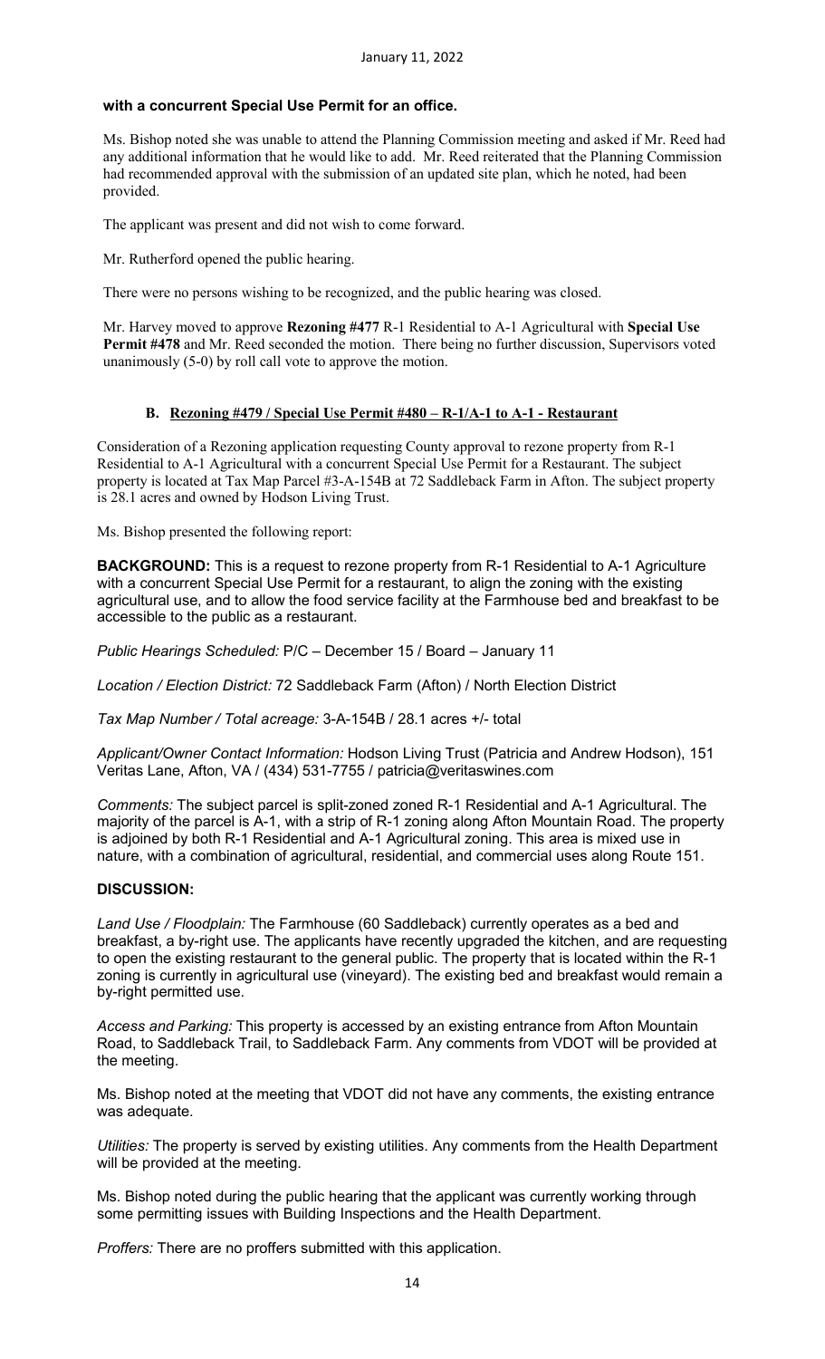**with a concurrent Special Use Permit for an office.**

Ms. Bishop noted she was unable to attend the Planning Commission meeting and asked if Mr. Reed had any additional information that he would like to add. Mr. Reed reiterated that the Planning Commission had recommended approval with the submission of an updated site plan, which he noted, had been provided.

The applicant was present and did not wish to come forward.

Mr. Rutherford opened the public hearing.

There were no persons wishing to be recognized, and the public hearing was closed.

Mr. Harvey moved to approve **Rezoning #477** R-1 Residential to A-1 Agricultural with **Special Use Permit #478** and Mr. Reed seconded the motion. There being no further discussion, Supervisors voted unanimously (5-0) by roll call vote to approve the motion.

### B. Rezoning #479 / Special Use Permit #480 – R-1/A-1 to A-1 - Restaurant

Consideration of a Rezoning application requesting County approval to rezone property from R-1 Residential to A-1 Agricultural with a concurrent Special Use Permit for a Restaurant. The subject property is located at Tax Map Parcel #3-A-154B at 72 Saddleback Farm in Afton. The subject property is 28.1 acres and owned by Hodson Living Trust.

Ms. Bishop presented the following report:

**BACKGROUND:** This is a request to rezone property from R-1 Residential to A-1 Agriculture with a concurrent Special Use Permit for a restaurant, to align the zoning with the existing agricultural use, and to allow the food service facility at the Farmhouse bed and breakfast to be accessible to the public as a restaurant.

*Public Hearings Scheduled:* P/C – December 15 / Board – January 11

*Location / Election District:* 72 Saddleback Farm (Afton) / North Election District

*Tax Map Number / Total acreage:* 3-A-154B / 28.1 acres +/- total

*Applicant/Owner Contact Information:* Hodson Living Trust (Patricia and Andrew Hodson), 151 Veritas Lane, Afton, VA / (434) 531-7755 / patricia@veritaswines.com

*Comments:* The subject parcel is split-zoned zoned R-1 Residential and A-1 Agricultural. The majority of the parcel is A-1, with a strip of R-1 zoning along Afton Mountain Road. The property is adjoined by both R-1 Residential and A-1 Agricultural zoning. This area is mixed use in nature, with a combination of agricultural, residential, and commercial uses along Route 151.

**DISCUSSION:**

*Land Use / Floodplain:* The Farmhouse (60 Saddleback) currently operates as a bed and breakfast, a by-right use. The applicants have recently upgraded the kitchen, and are requesting to open the existing restaurant to the general public. The property that is located within the R-1 zoning is currently in agricultural use (vineyard). The existing bed and breakfast would remain a by-right permitted use.

*Access and Parking:* This property is accessed by an existing entrance from Afton Mountain Road, to Saddleback Trail, to Saddleback Farm. Any comments from VDOT will be provided at the meeting.

Ms. Bishop noted at the meeting that VDOT did not have any comments, the existing entrance was adequate.

*Utilities:* The property is served by existing utilities. Any comments from the Health Department will be provided at the meeting.

Ms. Bishop noted during the public hearing that the applicant was currently working through some permitting issues with Building Inspections and the Health Department.

*Proffers:* There are no proffers submitted with this application.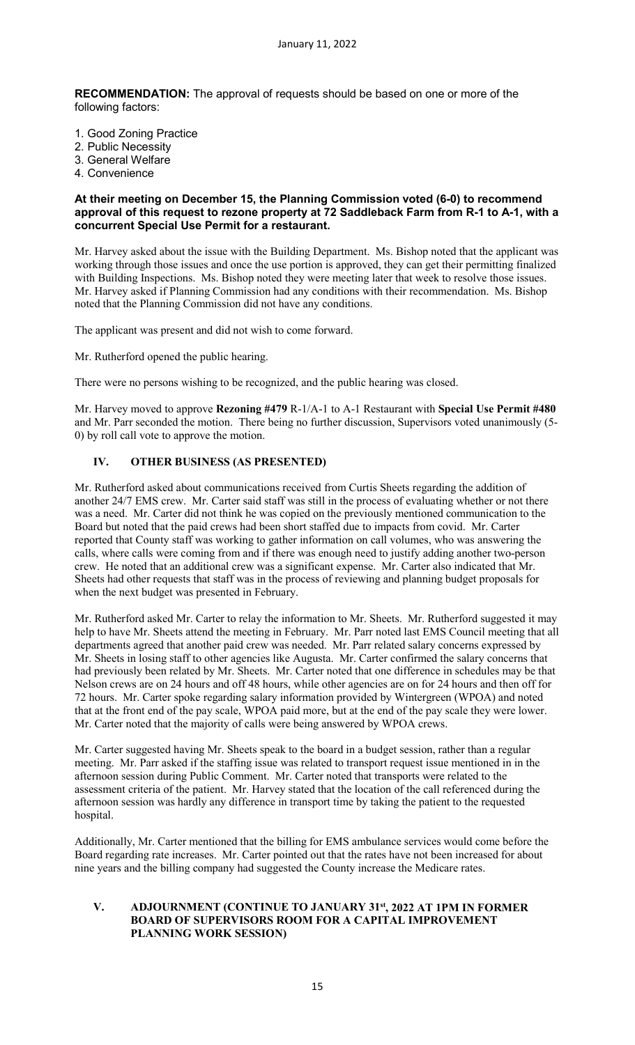**RECOMMENDATION:** The approval of requests should be based on one or more of the following factors:

1. Good Zoning Practice
2. Public Necessity
3. General Welfare
4. Convenience

**At their meeting on December 15, the Planning Commission voted (6-0) to recommend approval of this request to rezone property at 72 Saddleback Farm from R-1 to A-1, with a concurrent Special Use Permit for a restaurant.**

Mr. Harvey asked about the issue with the Building Department. Ms. Bishop noted that the applicant was working through those issues and once the use portion is approved, they can get their permitting finalized with Building Inspections. Ms. Bishop noted they were meeting later that week to resolve those issues. Mr. Harvey asked if Planning Commission had any conditions with their recommendation. Ms. Bishop noted that the Planning Commission did not have any conditions.

The applicant was present and did not wish to come forward.

Mr. Rutherford opened the public hearing.

There were no persons wishing to be recognized, and the public hearing was closed.

Mr. Harvey moved to approve **Rezoning #479** R-1/A-1 to A-1 Restaurant with **Special Use Permit #480** and Mr. Parr seconded the motion. There being no further discussion, Supervisors voted unanimously (5-0) by roll call vote to approve the motion.

## IV. OTHER BUSINESS (AS PRESENTED)

Mr. Rutherford asked about communications received from Curtis Sheets regarding the addition of another 24/7 EMS crew. Mr. Carter said staff was still in the process of evaluating whether or not there was a need. Mr. Carter did not think he was copied on the previously mentioned communication to the Board but noted that the paid crews had been short staffed due to impacts from covid. Mr. Carter reported that County staff was working to gather information on call volumes, who was answering the calls, where calls were coming from and if there was enough need to justify adding another two-person crew. He noted that an additional crew was a significant expense. Mr. Carter also indicated that Mr. Sheets had other requests that staff was in the process of reviewing and planning budget proposals for when the next budget was presented in February.

Mr. Rutherford asked Mr. Carter to relay the information to Mr. Sheets. Mr. Rutherford suggested it may help to have Mr. Sheets attend the meeting in February. Mr. Parr noted last EMS Council meeting that all departments agreed that another paid crew was needed. Mr. Parr related salary concerns expressed by Mr. Sheets in losing staff to other agencies like Augusta. Mr. Carter confirmed the salary concerns that had previously been related by Mr. Sheets. Mr. Carter noted that one difference in schedules may be that Nelson crews are on 24 hours and off 48 hours, while other agencies are on for 24 hours and then off for 72 hours. Mr. Carter spoke regarding salary information provided by Wintergreen (WPOA) and noted that at the front end of the pay scale, WPOA paid more, but at the end of the pay scale they were lower. Mr. Carter noted that the majority of calls were being answered by WPOA crews.

Mr. Carter suggested having Mr. Sheets speak to the board in a budget session, rather than a regular meeting. Mr. Parr asked if the staffing issue was related to transport request issue mentioned in in the afternoon session during Public Comment. Mr. Carter noted that transports were related to the assessment criteria of the patient. Mr. Harvey stated that the location of the call referenced during the afternoon session was hardly any difference in transport time by taking the patient to the requested hospital.

Additionally, Mr. Carter mentioned that the billing for EMS ambulance services would come before the Board regarding rate increases. Mr. Carter pointed out that the rates have not been increased for about nine years and the billing company had suggested the County increase the Medicare rates.

## V. ADJOURNMENT (CONTINUE TO JANUARY 31st, 2022 AT 1PM IN FORMER BOARD OF SUPERVISORS ROOM FOR A CAPITAL IMPROVEMENT PLANNING WORK SESSION)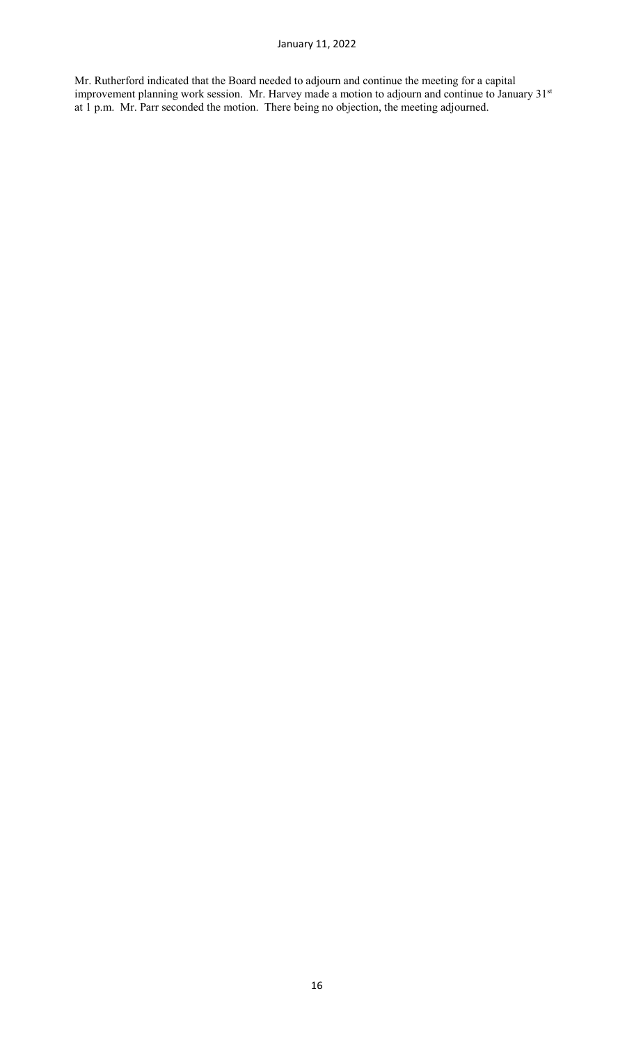Mr. Rutherford indicated that the Board needed to adjourn and continue the meeting for a capital improvement planning work session. Mr. Harvey made a motion to adjourn and continue to January 31st at 1 p.m. Mr. Parr seconded the motion. There being no objection, the meeting adjourned.